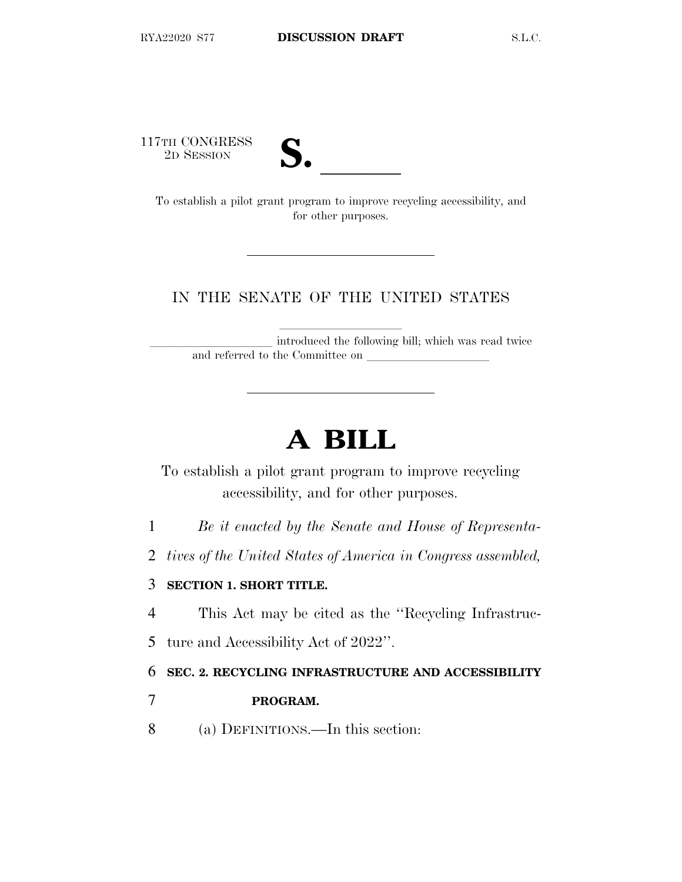117TH CONGRESS
2D SESSION

# S. \_\_\_\_\_\_

To establish a pilot grant program to improve recycling accessibility, and for other purposes.

---

IN THE SENATE OF THE UNITED STATES

\_\_\_\_\_\_\_\_\_\_\_\_\_\_\_\_\_\_\_\_ introduced the following bill; which was read twice and referred to the Committee on \_\_\_\_\_\_\_\_\_\_\_\_\_\_\_\_\_\_\_\_

---

# A BILL

To establish a pilot grant program to improve recycling accessibility, and for other purposes.

*Be it enacted by the Senate and House of Representatives of the United States of America in Congress assembled,*

**SECTION 1. SHORT TITLE.**

This Act may be cited as the "Recycling Infrastructure and Accessibility Act of 2022".

**SEC. 2. RECYCLING INFRASTRUCTURE AND ACCESSIBILITY PROGRAM.**

(a) DEFINITIONS.—In this section: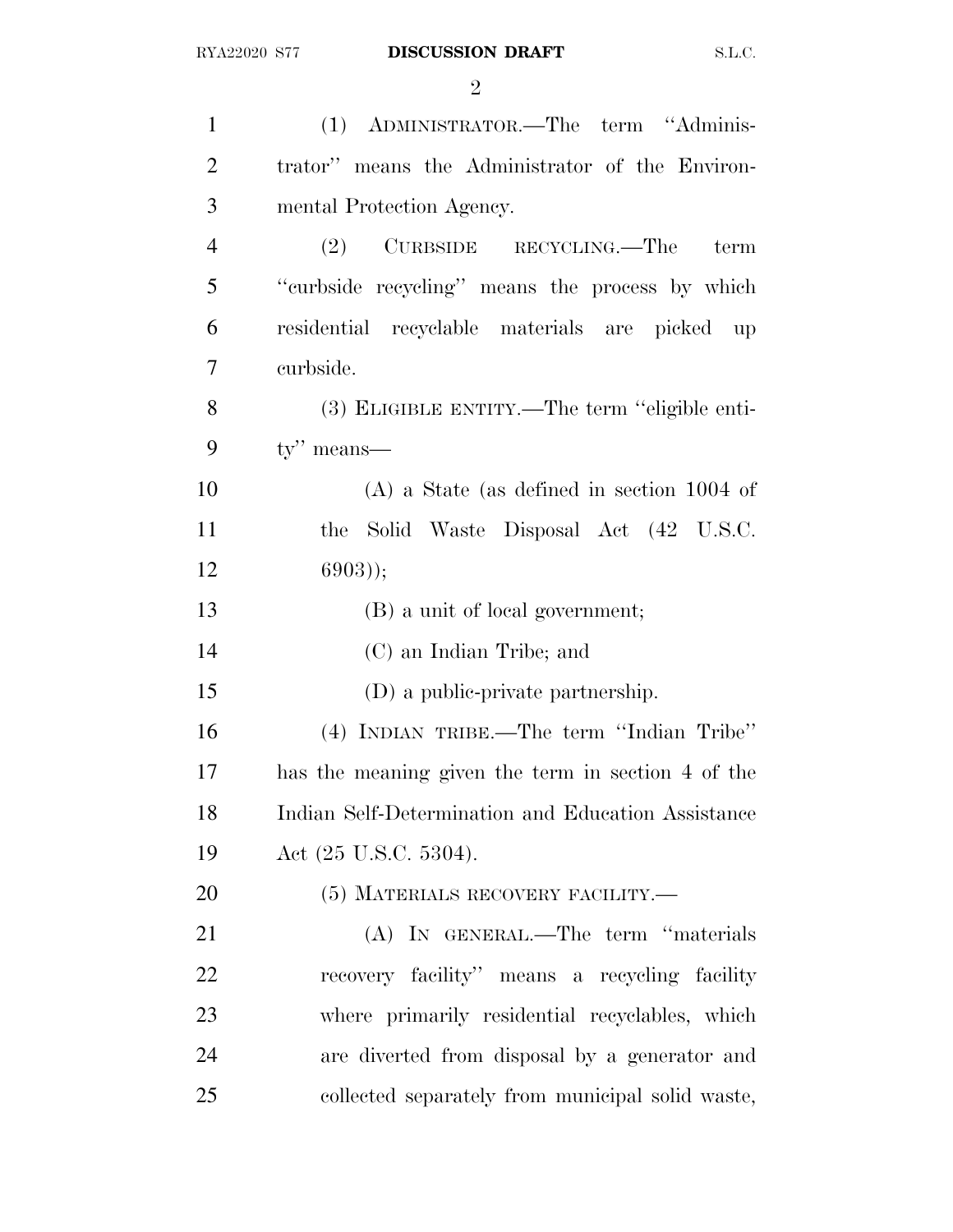(1) ADMINISTRATOR.—The term ''Administrator'' means the Administrator of the Environmental Protection Agency.

(2) CURBSIDE RECYCLING.—The term ''curbside recycling'' means the process by which residential recyclable materials are picked up curbside.

(3) ELIGIBLE ENTITY.—The term ''eligible entity'' means—

(A) a State (as defined in section 1004 of the Solid Waste Disposal Act (42 U.S.C. 6903));

(B) a unit of local government;

(C) an Indian Tribe; and

(D) a public-private partnership.

(4) INDIAN TRIBE.—The term ''Indian Tribe'' has the meaning given the term in section 4 of the Indian Self-Determination and Education Assistance Act (25 U.S.C. 5304).

(5) MATERIALS RECOVERY FACILITY.—

(A) IN GENERAL.—The term ''materials recovery facility'' means a recycling facility where primarily residential recyclables, which are diverted from disposal by a generator and collected separately from municipal solid waste,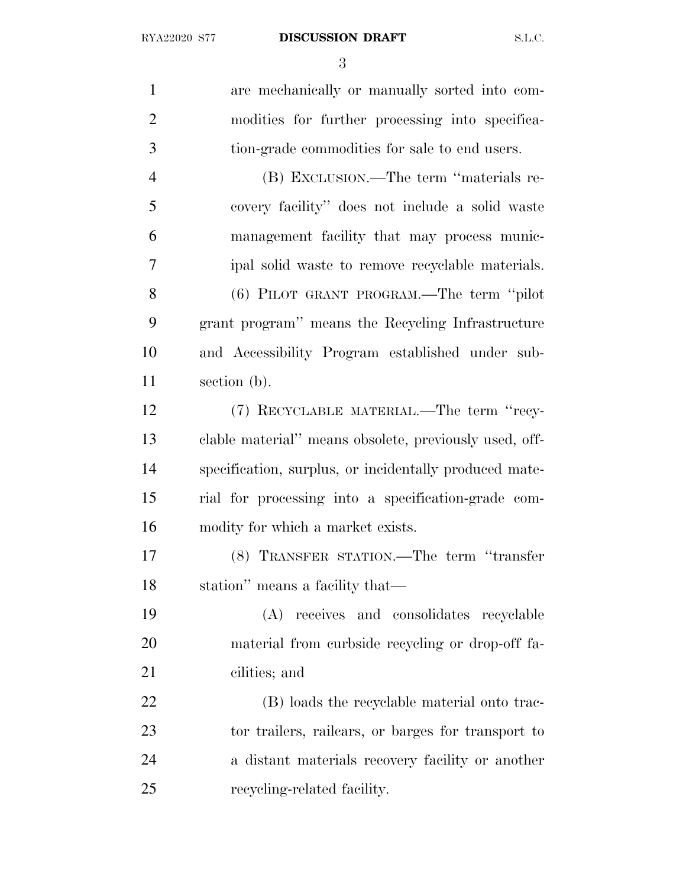are mechanically or manually sorted into commodities for further processing into specification-grade commodities for sale to end users.

(B) EXCLUSION.—The term "materials recovery facility" does not include a solid waste management facility that may process municipal solid waste to remove recyclable materials.

(6) PILOT GRANT PROGRAM.—The term "pilot grant program" means the Recycling Infrastructure and Accessibility Program established under subsection (b).

(7) RECYCLABLE MATERIAL.—The term "recyclable material" means obsolete, previously used, off-specification, surplus, or incidentally produced material for processing into a specification-grade commodity for which a market exists.

(8) TRANSFER STATION.—The term "transfer station" means a facility that—

(A) receives and consolidates recyclable material from curbside recycling or drop-off facilities; and

(B) loads the recyclable material onto tractor trailers, railcars, or barges for transport to a distant materials recovery facility or another recycling-related facility.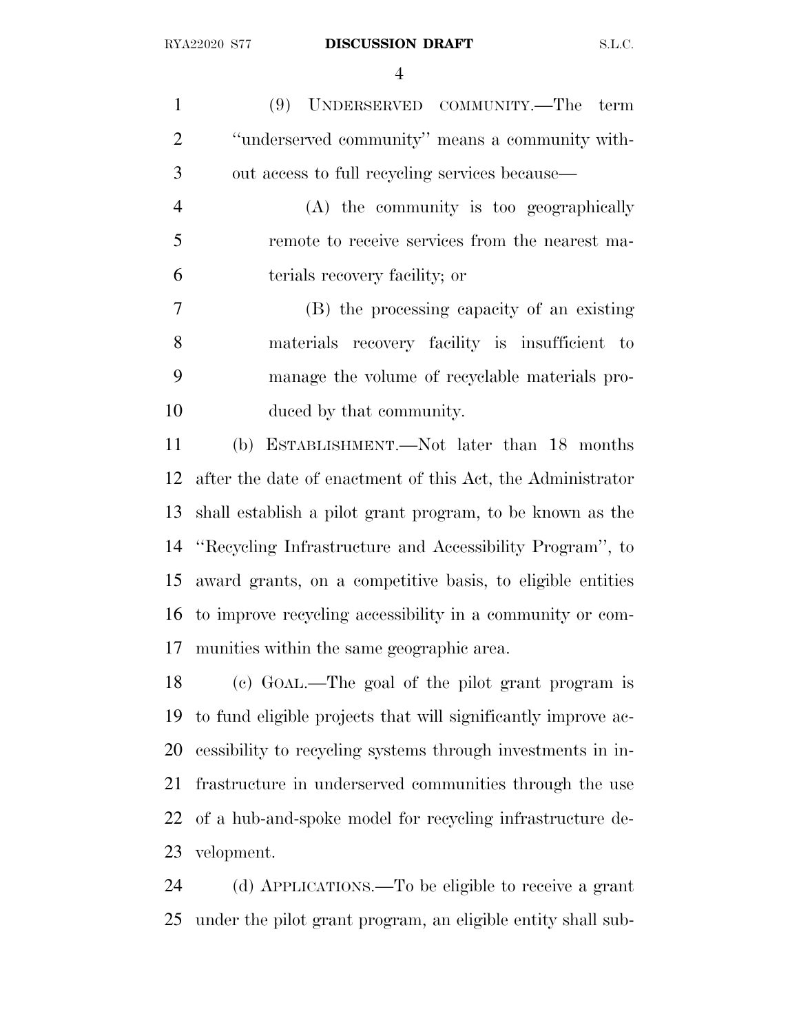(9) UNDERSERVED COMMUNITY.—The term ''underserved community'' means a community without access to full recycling services because—

(A) the community is too geographically remote to receive services from the nearest materials recovery facility; or

(B) the processing capacity of an existing materials recovery facility is insufficient to manage the volume of recyclable materials produced by that community.

(b) ESTABLISHMENT.—Not later than 18 months after the date of enactment of this Act, the Administrator shall establish a pilot grant program, to be known as the ''Recycling Infrastructure and Accessibility Program'', to award grants, on a competitive basis, to eligible entities to improve recycling accessibility in a community or communities within the same geographic area.

(c) GOAL.—The goal of the pilot grant program is to fund eligible projects that will significantly improve accessibility to recycling systems through investments in infrastructure in underserved communities through the use of a hub-and-spoke model for recycling infrastructure development.

(d) APPLICATIONS.—To be eligible to receive a grant under the pilot grant program, an eligible entity shall sub-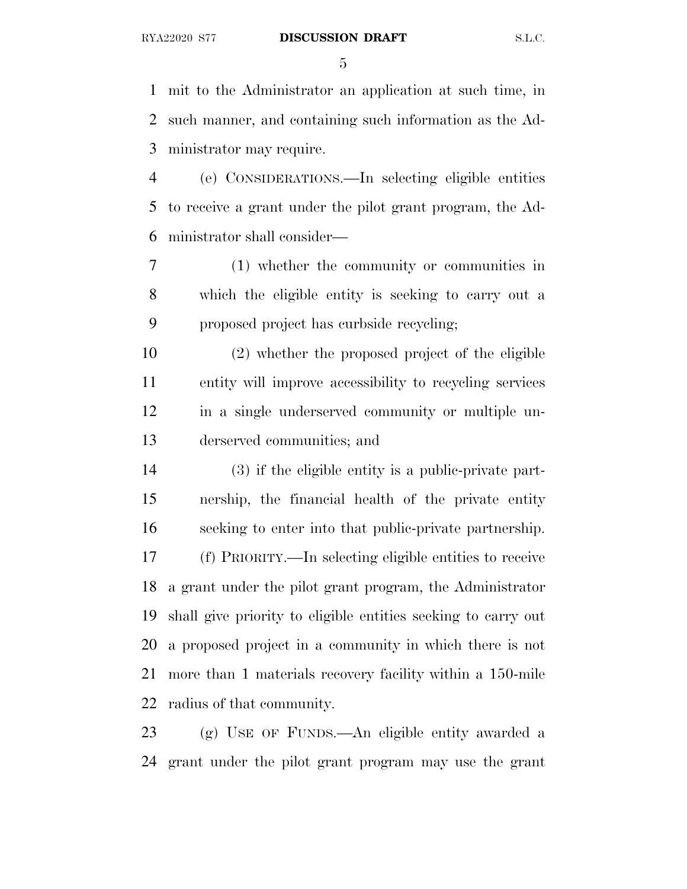mit to the Administrator an application at such time, in such manner, and containing such information as the Administrator may require.

(e) CONSIDERATIONS.—In selecting eligible entities to receive a grant under the pilot grant program, the Administrator shall consider—

(1) whether the community or communities in which the eligible entity is seeking to carry out a proposed project has curbside recycling;

(2) whether the proposed project of the eligible entity will improve accessibility to recycling services in a single underserved community or multiple underserved communities; and

(3) if the eligible entity is a public-private partnership, the financial health of the private entity seeking to enter into that public-private partnership.

(f) PRIORITY.—In selecting eligible entities to receive a grant under the pilot grant program, the Administrator shall give priority to eligible entities seeking to carry out a proposed project in a community in which there is not more than 1 materials recovery facility within a 150-mile radius of that community.

(g) USE OF FUNDS.—An eligible entity awarded a grant under the pilot grant program may use the grant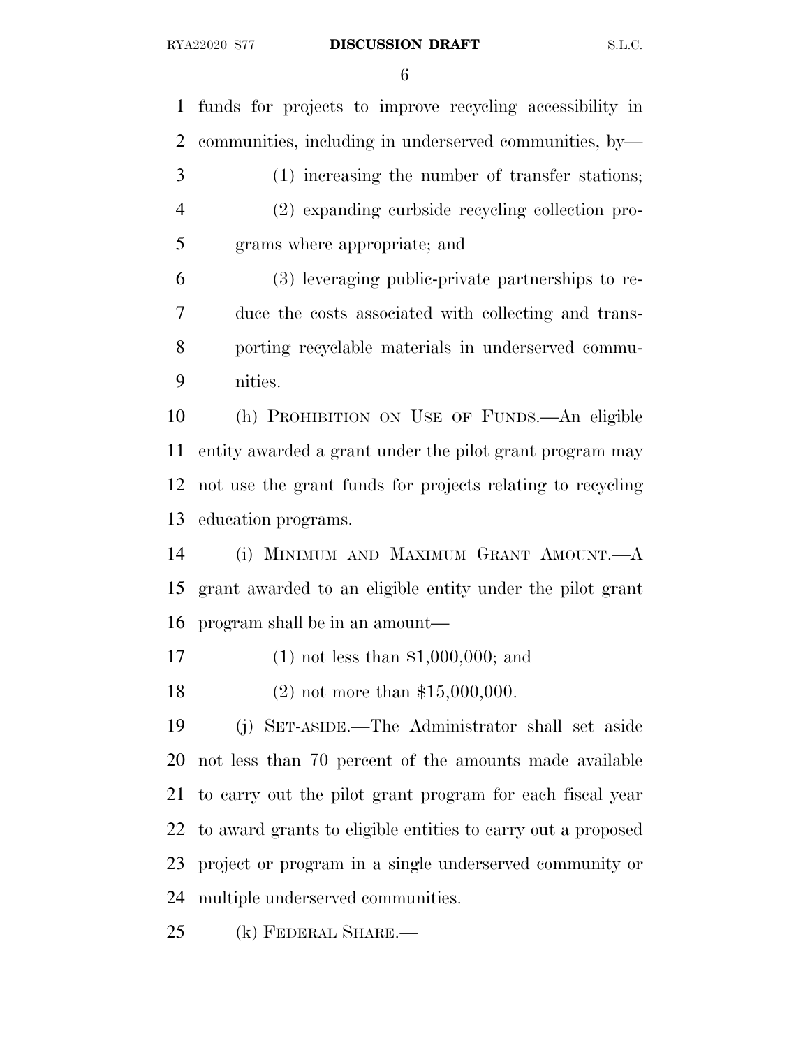funds for projects to improve recycling accessibility in communities, including in underserved communities, by—

(1) increasing the number of transfer stations;

(2) expanding curbside recycling collection programs where appropriate; and

(3) leveraging public-private partnerships to reduce the costs associated with collecting and transporting recyclable materials in underserved communities.

(h) PROHIBITION ON USE OF FUNDS.—An eligible entity awarded a grant under the pilot grant program may not use the grant funds for projects relating to recycling education programs.

(i) MINIMUM AND MAXIMUM GRANT AMOUNT.—A grant awarded to an eligible entity under the pilot grant program shall be in an amount—

(1) not less than $1,000,000; and

(2) not more than $15,000,000.

(j) SET-ASIDE.—The Administrator shall set aside not less than 70 percent of the amounts made available to carry out the pilot grant program for each fiscal year to award grants to eligible entities to carry out a proposed project or program in a single underserved community or multiple underserved communities.

(k) FEDERAL SHARE.—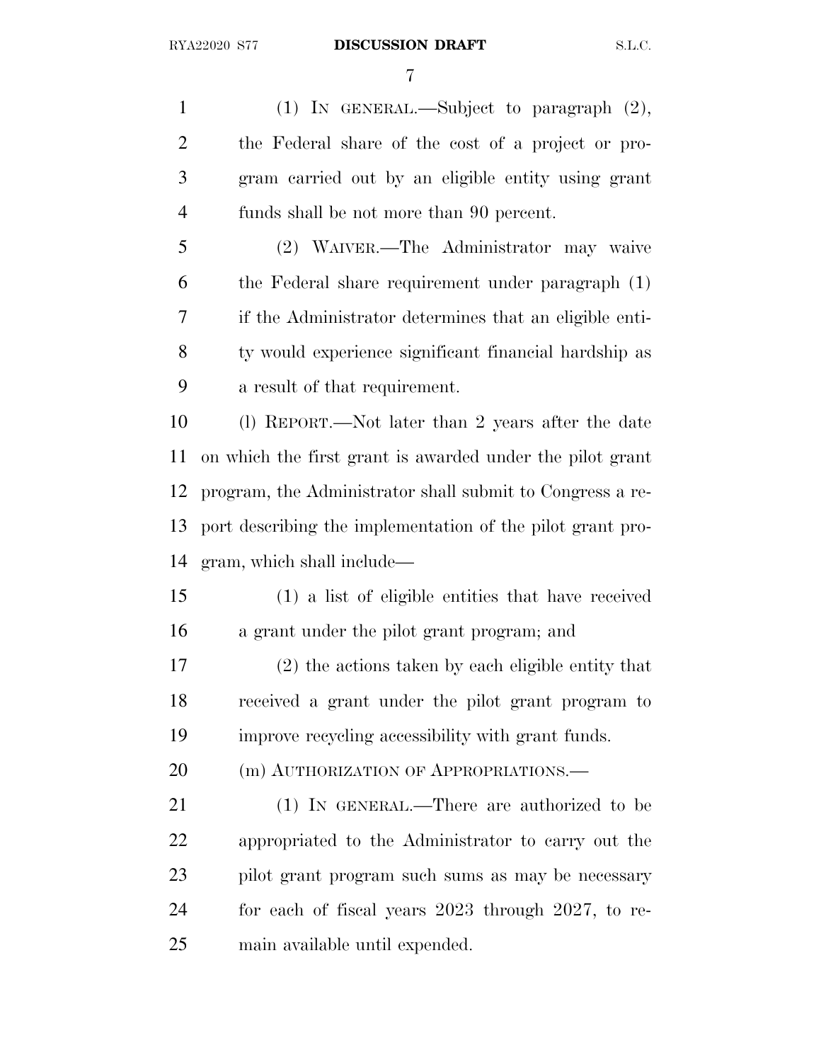(1) IN GENERAL.—Subject to paragraph (2), the Federal share of the cost of a project or program carried out by an eligible entity using grant funds shall be not more than 90 percent.

(2) WAIVER.—The Administrator may waive the Federal share requirement under paragraph (1) if the Administrator determines that an eligible entity would experience significant financial hardship as a result of that requirement.

(l) REPORT.—Not later than 2 years after the date on which the first grant is awarded under the pilot grant program, the Administrator shall submit to Congress a report describing the implementation of the pilot grant program, which shall include—

(1) a list of eligible entities that have received a grant under the pilot grant program; and

(2) the actions taken by each eligible entity that received a grant under the pilot grant program to improve recycling accessibility with grant funds.

(m) AUTHORIZATION OF APPROPRIATIONS.—

(1) IN GENERAL.—There are authorized to be appropriated to the Administrator to carry out the pilot grant program such sums as may be necessary for each of fiscal years 2023 through 2027, to remain available until expended.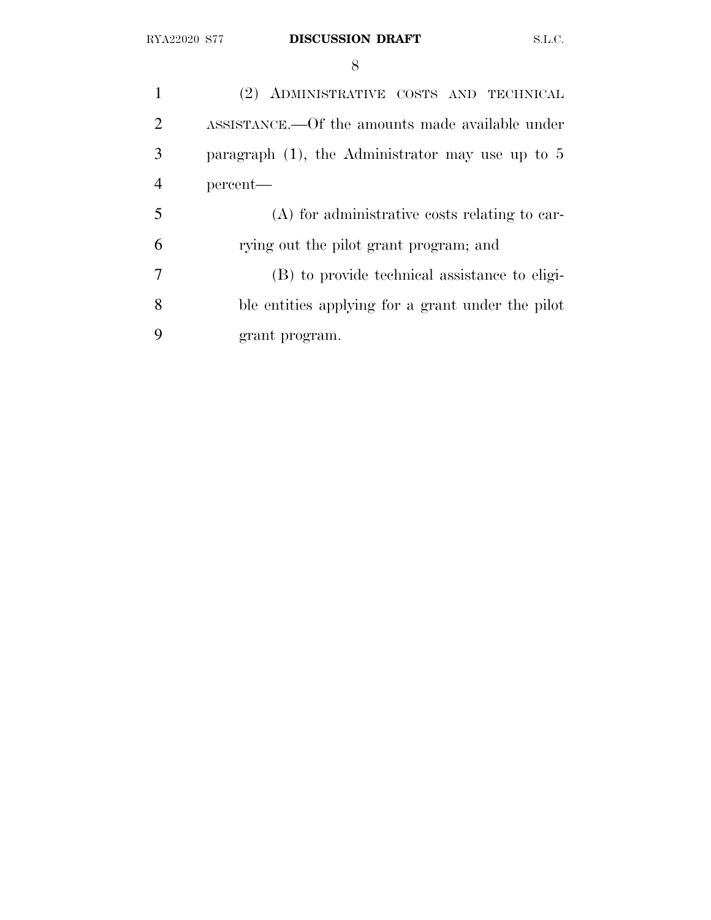(2) ADMINISTRATIVE COSTS AND TECHNICAL ASSISTANCE.—Of the amounts made available under paragraph (1), the Administrator may use up to 5 percent—

(A) for administrative costs relating to carrying out the pilot grant program; and

(B) to provide technical assistance to eligible entities applying for a grant under the pilot grant program.